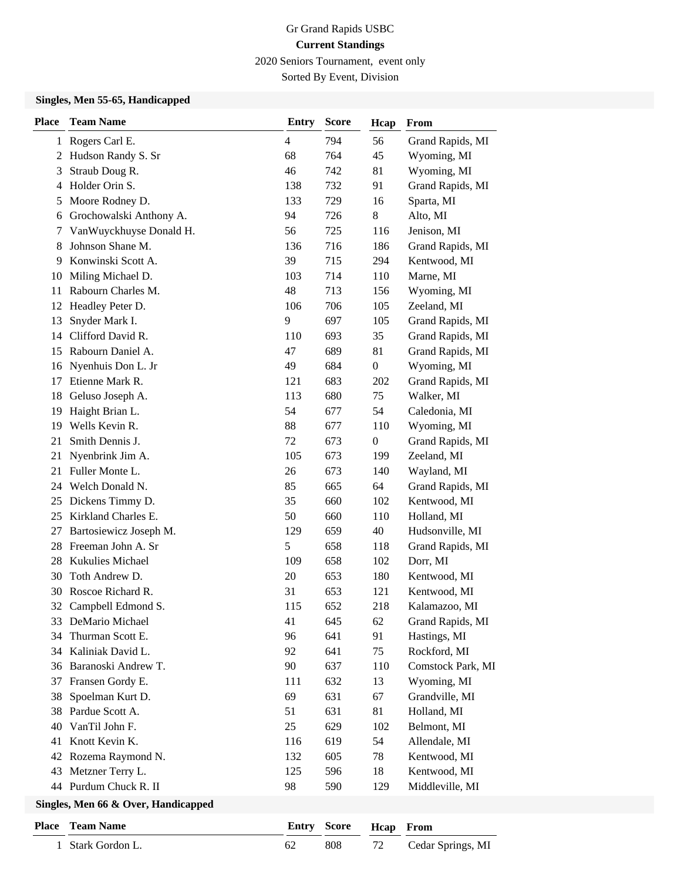Gr Grand Rapids USBC

**Current Standings**

2020 Seniors Tournament, event only

Sorted By Event, Division

## Singles, Men 55-65, Handicapped

| Place | Team Name | Entry | Score | Hcap | From |
|---|---|---|---|---|---|
| 1 | Rogers Carl E. | 4 | 794 | 56 | Grand Rapids, MI |
| 2 | Hudson Randy S. Sr | 68 | 764 | 45 | Wyoming, MI |
| 3 | Straub Doug R. | 46 | 742 | 81 | Wyoming, MI |
| 4 | Holder Orin S. | 138 | 732 | 91 | Grand Rapids, MI |
| 5 | Moore Rodney D. | 133 | 729 | 16 | Sparta, MI |
| 6 | Grochowalski Anthony A. | 94 | 726 | 8 | Alto, MI |
| 7 | VanWuyckhuyse Donald H. | 56 | 725 | 116 | Jenison, MI |
| 8 | Johnson Shane M. | 136 | 716 | 186 | Grand Rapids, MI |
| 9 | Konwinski Scott A. | 39 | 715 | 294 | Kentwood, MI |
| 10 | Miling Michael D. | 103 | 714 | 110 | Marne, MI |
| 11 | Rabourn Charles M. | 48 | 713 | 156 | Wyoming, MI |
| 12 | Headley Peter D. | 106 | 706 | 105 | Zeeland, MI |
| 13 | Snyder Mark I. | 9 | 697 | 105 | Grand Rapids, MI |
| 14 | Clifford David R. | 110 | 693 | 35 | Grand Rapids, MI |
| 15 | Rabourn Daniel A. | 47 | 689 | 81 | Grand Rapids, MI |
| 16 | Nyenhuis Don L. Jr | 49 | 684 | 0 | Wyoming, MI |
| 17 | Etienne Mark R. | 121 | 683 | 202 | Grand Rapids, MI |
| 18 | Geluso Joseph A. | 113 | 680 | 75 | Walker, MI |
| 19 | Haight Brian L. | 54 | 677 | 54 | Caledonia, MI |
| 19 | Wells Kevin R. | 88 | 677 | 110 | Wyoming, MI |
| 21 | Smith Dennis J. | 72 | 673 | 0 | Grand Rapids, MI |
| 21 | Nyenbrink Jim A. | 105 | 673 | 199 | Zeeland, MI |
| 21 | Fuller Monte L. | 26 | 673 | 140 | Wayland, MI |
| 24 | Welch Donald N. | 85 | 665 | 64 | Grand Rapids, MI |
| 25 | Dickens Timmy D. | 35 | 660 | 102 | Kentwood, MI |
| 25 | Kirkland Charles E. | 50 | 660 | 110 | Holland, MI |
| 27 | Bartosiewicz Joseph M. | 129 | 659 | 40 | Hudsonville, MI |
| 28 | Freeman John A. Sr | 5 | 658 | 118 | Grand Rapids, MI |
| 28 | Kukulies Michael | 109 | 658 | 102 | Dorr, MI |
| 30 | Toth Andrew D. | 20 | 653 | 180 | Kentwood, MI |
| 30 | Roscoe Richard R. | 31 | 653 | 121 | Kentwood, MI |
| 32 | Campbell Edmond S. | 115 | 652 | 218 | Kalamazoo, MI |
| 33 | DeMario Michael | 41 | 645 | 62 | Grand Rapids, MI |
| 34 | Thurman Scott E. | 96 | 641 | 91 | Hastings, MI |
| 34 | Kaliniak David L. | 92 | 641 | 75 | Rockford, MI |
| 36 | Baranoski Andrew T. | 90 | 637 | 110 | Comstock Park, MI |
| 37 | Fransen Gordy E. | 111 | 632 | 13 | Wyoming, MI |
| 38 | Spoelman Kurt D. | 69 | 631 | 67 | Grandville, MI |
| 38 | Pardue Scott A. | 51 | 631 | 81 | Holland, MI |
| 40 | VanTil John F. | 25 | 629 | 102 | Belmont, MI |
| 41 | Knott Kevin K. | 116 | 619 | 54 | Allendale, MI |
| 42 | Rozema Raymond N. | 132 | 605 | 78 | Kentwood, MI |
| 43 | Metzner Terry L. | 125 | 596 | 18 | Kentwood, MI |
| 44 | Purdum Chuck R. II | 98 | 590 | 129 | Middleville, MI |

## Singles, Men 66 & Over, Handicapped

| Place | Team Name | Entry | Score | Hcap | From |
|---|---|---|---|---|---|
| 1 | Stark Gordon L. | 62 | 808 | 72 | Cedar Springs, MI |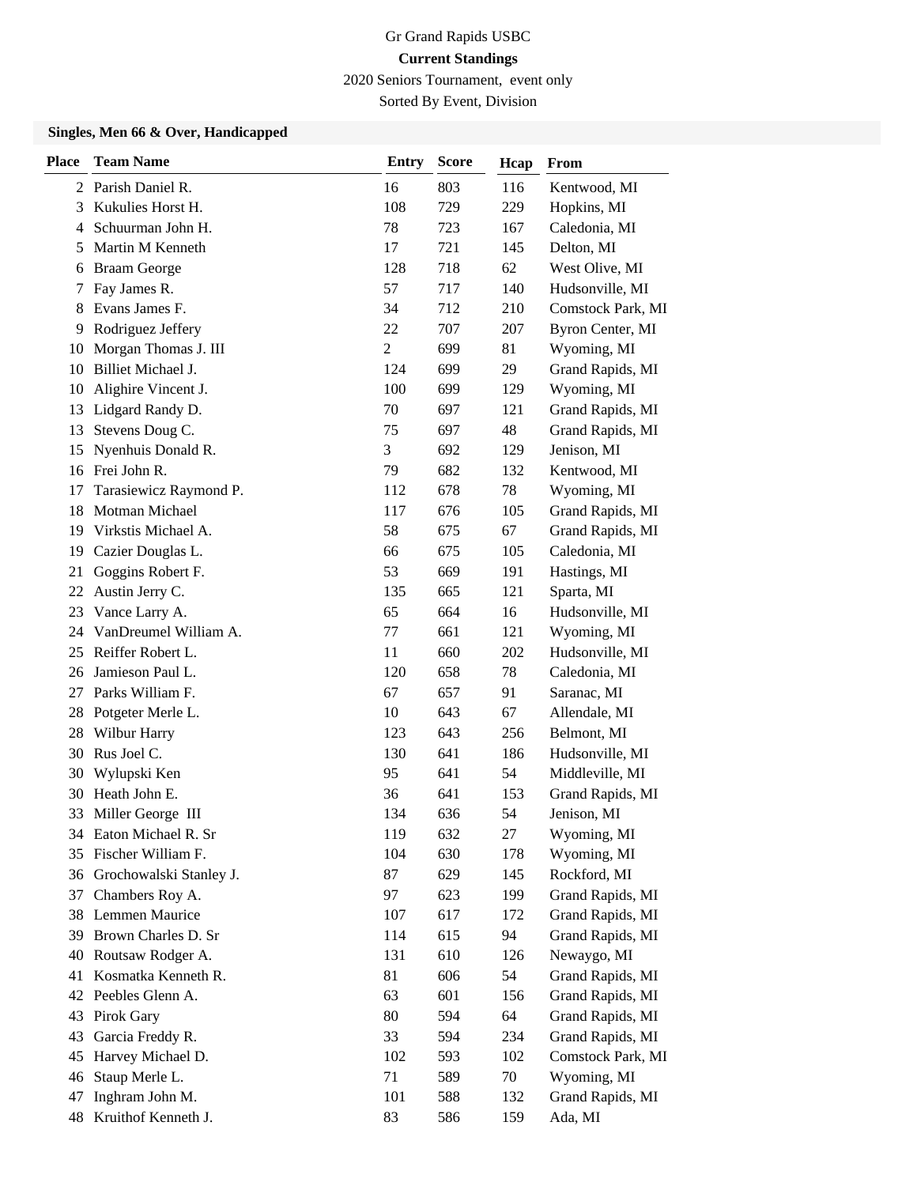Gr Grand Rapids USBC

**Current Standings**

2020 Seniors Tournament, event only

Sorted By Event, Division

### Singles, Men 66 & Over, Handicapped

| Place | Team Name | Entry | Score | Hcap | From |
|---|---|---|---|---|---|
| 2 | Parish Daniel R. | 16 | 803 | 116 | Kentwood, MI |
| 3 | Kukulies Horst H. | 108 | 729 | 229 | Hopkins, MI |
| 4 | Schuurman John H. | 78 | 723 | 167 | Caledonia, MI |
| 5 | Martin M Kenneth | 17 | 721 | 145 | Delton, MI |
| 6 | Braam George | 128 | 718 | 62 | West Olive, MI |
| 7 | Fay James R. | 57 | 717 | 140 | Hudsonville, MI |
| 8 | Evans James F. | 34 | 712 | 210 | Comstock Park, MI |
| 9 | Rodriguez Jeffery | 22 | 707 | 207 | Byron Center, MI |
| 10 | Morgan Thomas J. III | 2 | 699 | 81 | Wyoming, MI |
| 10 | Billiet Michael J. | 124 | 699 | 29 | Grand Rapids, MI |
| 10 | Alighire Vincent J. | 100 | 699 | 129 | Wyoming, MI |
| 13 | Lidgard Randy D. | 70 | 697 | 121 | Grand Rapids, MI |
| 13 | Stevens Doug C. | 75 | 697 | 48 | Grand Rapids, MI |
| 15 | Nyenhuis Donald R. | 3 | 692 | 129 | Jenison, MI |
| 16 | Frei John R. | 79 | 682 | 132 | Kentwood, MI |
| 17 | Tarasiewicz Raymond P. | 112 | 678 | 78 | Wyoming, MI |
| 18 | Motman Michael | 117 | 676 | 105 | Grand Rapids, MI |
| 19 | Virkstis Michael A. | 58 | 675 | 67 | Grand Rapids, MI |
| 19 | Cazier Douglas L. | 66 | 675 | 105 | Caledonia, MI |
| 21 | Goggins Robert F. | 53 | 669 | 191 | Hastings, MI |
| 22 | Austin Jerry C. | 135 | 665 | 121 | Sparta, MI |
| 23 | Vance Larry A. | 65 | 664 | 16 | Hudsonville, MI |
| 24 | VanDreumel William A. | 77 | 661 | 121 | Wyoming, MI |
| 25 | Reiffer Robert L. | 11 | 660 | 202 | Hudsonville, MI |
| 26 | Jamieson Paul L. | 120 | 658 | 78 | Caledonia, MI |
| 27 | Parks William F. | 67 | 657 | 91 | Saranac, MI |
| 28 | Potgeter Merle L. | 10 | 643 | 67 | Allendale, MI |
| 28 | Wilbur Harry | 123 | 643 | 256 | Belmont, MI |
| 30 | Rus Joel C. | 130 | 641 | 186 | Hudsonville, MI |
| 30 | Wylupski Ken | 95 | 641 | 54 | Middleville, MI |
| 30 | Heath John E. | 36 | 641 | 153 | Grand Rapids, MI |
| 33 | Miller George III | 134 | 636 | 54 | Jenison, MI |
| 34 | Eaton Michael R. Sr | 119 | 632 | 27 | Wyoming, MI |
| 35 | Fischer William F. | 104 | 630 | 178 | Wyoming, MI |
| 36 | Grochowalski Stanley J. | 87 | 629 | 145 | Rockford, MI |
| 37 | Chambers Roy A. | 97 | 623 | 199 | Grand Rapids, MI |
| 38 | Lemmen Maurice | 107 | 617 | 172 | Grand Rapids, MI |
| 39 | Brown Charles D. Sr | 114 | 615 | 94 | Grand Rapids, MI |
| 40 | Routsaw Rodger A. | 131 | 610 | 126 | Newaygo, MI |
| 41 | Kosmatka Kenneth R. | 81 | 606 | 54 | Grand Rapids, MI |
| 42 | Peebles Glenn A. | 63 | 601 | 156 | Grand Rapids, MI |
| 43 | Pirok Gary | 80 | 594 | 64 | Grand Rapids, MI |
| 43 | Garcia Freddy R. | 33 | 594 | 234 | Grand Rapids, MI |
| 45 | Harvey Michael D. | 102 | 593 | 102 | Comstock Park, MI |
| 46 | Staup Merle L. | 71 | 589 | 70 | Wyoming, MI |
| 47 | Inghram John M. | 101 | 588 | 132 | Grand Rapids, MI |
| 48 | Kruithof Kenneth J. | 83 | 586 | 159 | Ada, MI |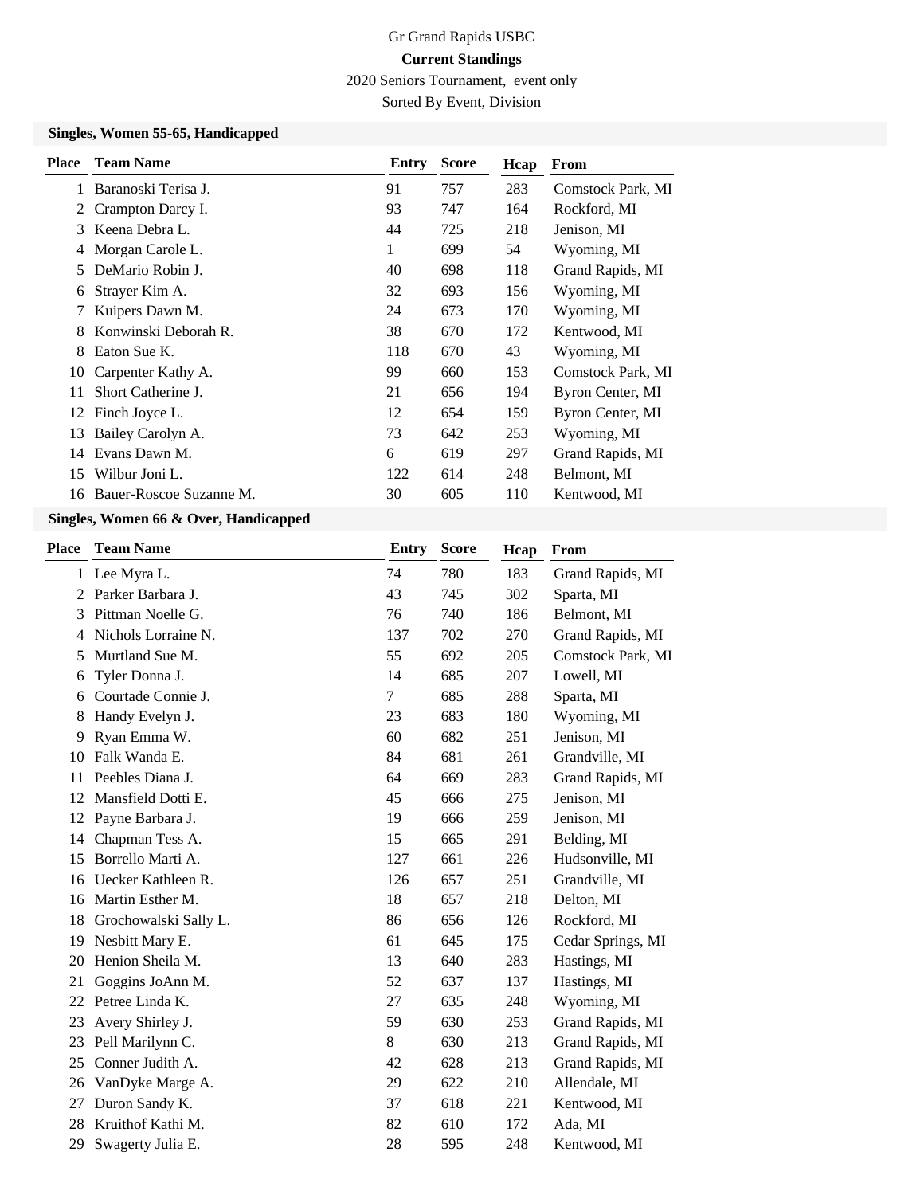Gr Grand Rapids USBC

**Current Standings**

2020 Seniors Tournament, event only

Sorted By Event, Division

### Singles, Women 55-65, Handicapped

| Place | Team Name | Entry | Score | Hcap | From |
|---|---|---|---|---|---|
| 1 | Baranoski Terisa J. | 91 | 757 | 283 | Comstock Park, MI |
| 2 | Crampton Darcy I. | 93 | 747 | 164 | Rockford, MI |
| 3 | Keena Debra L. | 44 | 725 | 218 | Jenison, MI |
| 4 | Morgan Carole L. | 1 | 699 | 54 | Wyoming, MI |
| 5 | DeMario Robin J. | 40 | 698 | 118 | Grand Rapids, MI |
| 6 | Strayer Kim A. | 32 | 693 | 156 | Wyoming, MI |
| 7 | Kuipers Dawn M. | 24 | 673 | 170 | Wyoming, MI |
| 8 | Konwinski Deborah R. | 38 | 670 | 172 | Kentwood, MI |
| 8 | Eaton Sue K. | 118 | 670 | 43 | Wyoming, MI |
| 10 | Carpenter Kathy A. | 99 | 660 | 153 | Comstock Park, MI |
| 11 | Short Catherine J. | 21 | 656 | 194 | Byron Center, MI |
| 12 | Finch Joyce L. | 12 | 654 | 159 | Byron Center, MI |
| 13 | Bailey Carolyn A. | 73 | 642 | 253 | Wyoming, MI |
| 14 | Evans Dawn M. | 6 | 619 | 297 | Grand Rapids, MI |
| 15 | Wilbur Joni L. | 122 | 614 | 248 | Belmont, MI |
| 16 | Bauer-Roscoe Suzanne M. | 30 | 605 | 110 | Kentwood, MI |

### Singles, Women 66 & Over, Handicapped

| Place | Team Name | Entry | Score | Hcap | From |
|---|---|---|---|---|---|
| 1 | Lee Myra L. | 74 | 780 | 183 | Grand Rapids, MI |
| 2 | Parker Barbara J. | 43 | 745 | 302 | Sparta, MI |
| 3 | Pittman Noelle G. | 76 | 740 | 186 | Belmont, MI |
| 4 | Nichols Lorraine N. | 137 | 702 | 270 | Grand Rapids, MI |
| 5 | Murtland Sue M. | 55 | 692 | 205 | Comstock Park, MI |
| 6 | Tyler Donna J. | 14 | 685 | 207 | Lowell, MI |
| 6 | Courtade Connie J. | 7 | 685 | 288 | Sparta, MI |
| 8 | Handy Evelyn J. | 23 | 683 | 180 | Wyoming, MI |
| 9 | Ryan Emma W. | 60 | 682 | 251 | Jenison, MI |
| 10 | Falk Wanda E. | 84 | 681 | 261 | Grandville, MI |
| 11 | Peebles Diana J. | 64 | 669 | 283 | Grand Rapids, MI |
| 12 | Mansfield Dotti E. | 45 | 666 | 275 | Jenison, MI |
| 12 | Payne Barbara J. | 19 | 666 | 259 | Jenison, MI |
| 14 | Chapman Tess A. | 15 | 665 | 291 | Belding, MI |
| 15 | Borrello Marti A. | 127 | 661 | 226 | Hudsonville, MI |
| 16 | Uecker Kathleen R. | 126 | 657 | 251 | Grandville, MI |
| 16 | Martin Esther M. | 18 | 657 | 218 | Delton, MI |
| 18 | Grochowalski Sally L. | 86 | 656 | 126 | Rockford, MI |
| 19 | Nesbitt Mary E. | 61 | 645 | 175 | Cedar Springs, MI |
| 20 | Henion Sheila M. | 13 | 640 | 283 | Hastings, MI |
| 21 | Goggins JoAnn M. | 52 | 637 | 137 | Hastings, MI |
| 22 | Petree Linda K. | 27 | 635 | 248 | Wyoming, MI |
| 23 | Avery Shirley J. | 59 | 630 | 253 | Grand Rapids, MI |
| 23 | Pell Marilynn C. | 8 | 630 | 213 | Grand Rapids, MI |
| 25 | Conner Judith A. | 42 | 628 | 213 | Grand Rapids, MI |
| 26 | VanDyke Marge A. | 29 | 622 | 210 | Allendale, MI |
| 27 | Duron Sandy K. | 37 | 618 | 221 | Kentwood, MI |
| 28 | Kruithof Kathi M. | 82 | 610 | 172 | Ada, MI |
| 29 | Swagerty Julia E. | 28 | 595 | 248 | Kentwood, MI |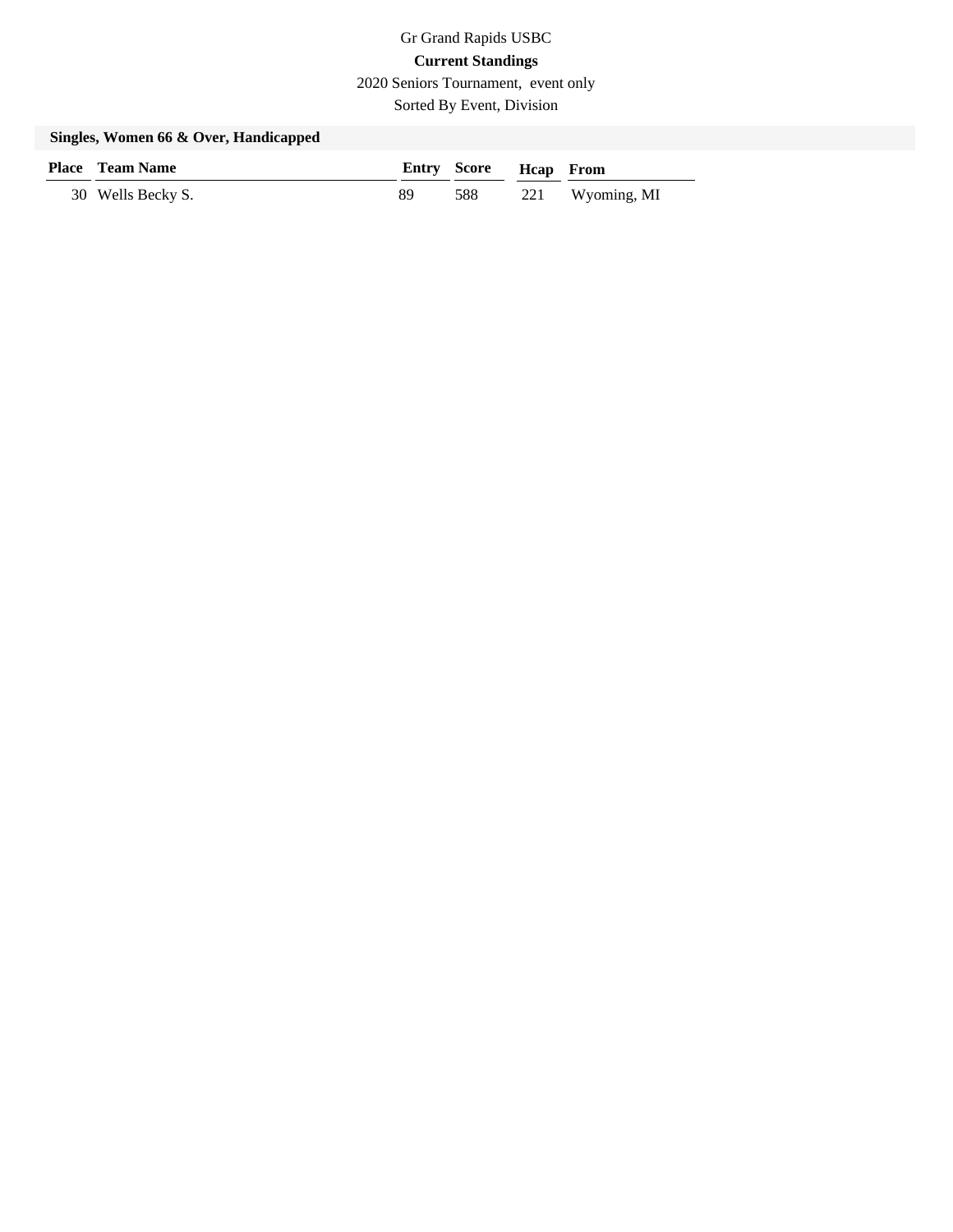Gr Grand Rapids USBC

**Current Standings**

2020 Seniors Tournament, event only

Sorted By Event, Division

## Singles, Women 66 & Over, Handicapped

| Place | Team Name | Entry | Score | Hcap | From |
|---|---|---|---|---|---|
| 30 | Wells Becky S. | 89 | 588 | 221 | Wyoming, MI |